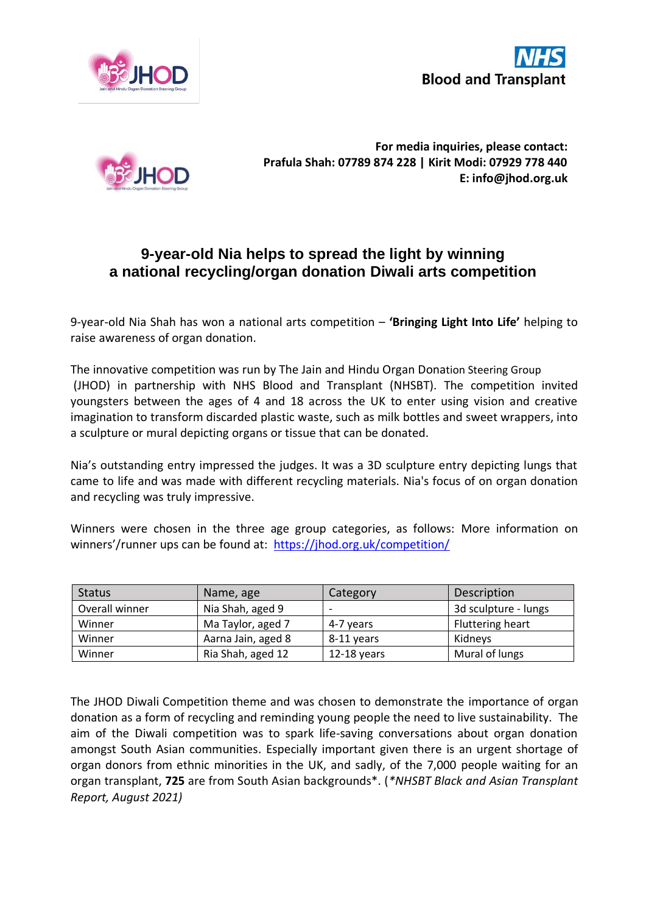**For media inquiries, please contact:**
**Prafula Shah: 07789 874 228 | Kirit Modi: 07929 778 440**
**E: info@jhod.org.uk**

# 9-year-old Nia helps to spread the light by winning a national recycling/organ donation Diwali arts competition

9-year-old Nia Shah has won a national arts competition – **'Bringing Light Into Life'** helping to raise awareness of organ donation.

The innovative competition was run by The Jain and Hindu Organ Donation Steering Group (JHOD) in partnership with NHS Blood and Transplant (NHSBT). The competition invited youngsters between the ages of 4 and 18 across the UK to enter using vision and creative imagination to transform discarded plastic waste, such as milk bottles and sweet wrappers, into a sculpture or mural depicting organs or tissue that can be donated.

Nia's outstanding entry impressed the judges. It was a 3D sculpture entry depicting lungs that came to life and was made with different recycling materials. Nia's focus of on organ donation and recycling was truly impressive.

Winners were chosen in the three age group categories, as follows: More information on winners'/runner ups can be found at: https://jhod.org.uk/competition/

| Status | Name, age | Category | Description |
|---|---|---|---|
| Overall winner | Nia Shah, aged 9 | - | 3d sculpture - lungs |
| Winner | Ma Taylor, aged 7 | 4-7 years | Fluttering heart |
| Winner | Aarna Jain, aged 8 | 8-11 years | Kidneys |
| Winner | Ria Shah, aged 12 | 12-18 years | Mural of lungs |

The JHOD Diwali Competition theme and was chosen to demonstrate the importance of organ donation as a form of recycling and reminding young people the need to live sustainability. The aim of the Diwali competition was to spark life-saving conversations about organ donation amongst South Asian communities. Especially important given there is an urgent shortage of organ donors from ethnic minorities in the UK, and sadly, of the 7,000 people waiting for an organ transplant, **725** are from South Asian backgrounds*. (*\*NHSBT Black and Asian Transplant Report, August 2021)*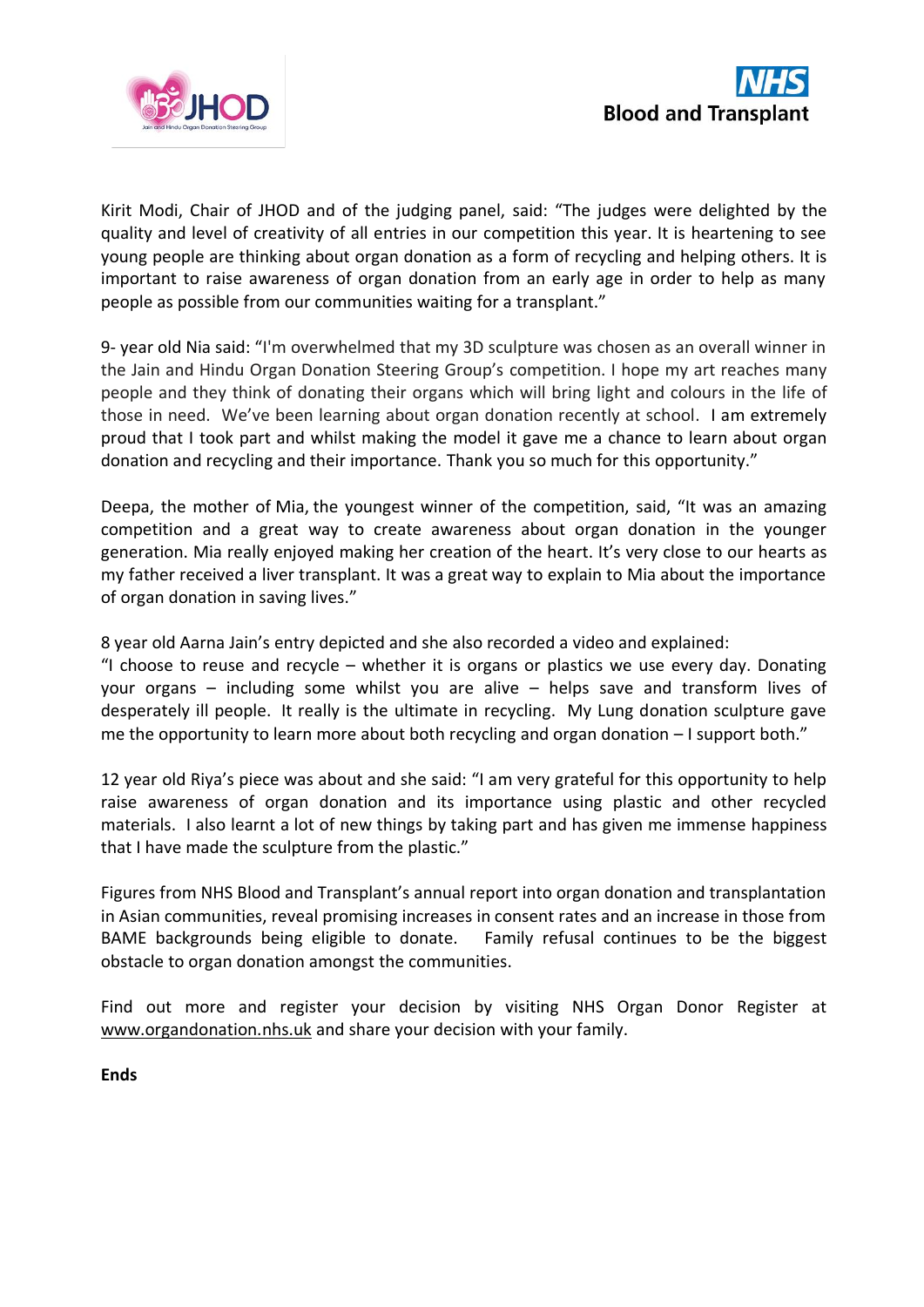Kirit Modi, Chair of JHOD and of the judging panel, said: "The judges were delighted by the quality and level of creativity of all entries in our competition this year. It is heartening to see young people are thinking about organ donation as a form of recycling and helping others. It is important to raise awareness of organ donation from an early age in order to help as many people as possible from our communities waiting for a transplant."

9- year old Nia said: "I'm overwhelmed that my 3D sculpture was chosen as an overall winner in the Jain and Hindu Organ Donation Steering Group's competition. I hope my art reaches many people and they think of donating their organs which will bring light and colours in the life of those in need. We've been learning about organ donation recently at school. I am extremely proud that I took part and whilst making the model it gave me a chance to learn about organ donation and recycling and their importance. Thank you so much for this opportunity."

Deepa, the mother of Mia, the youngest winner of the competition, said, "It was an amazing competition and a great way to create awareness about organ donation in the younger generation. Mia really enjoyed making her creation of the heart. It's very close to our hearts as my father received a liver transplant. It was a great way to explain to Mia about the importance of organ donation in saving lives."

8 year old Aarna Jain's entry depicted and she also recorded a video and explained:
"I choose to reuse and recycle – whether it is organs or plastics we use every day. Donating your organs – including some whilst you are alive – helps save and transform lives of desperately ill people. It really is the ultimate in recycling. My Lung donation sculpture gave me the opportunity to learn more about both recycling and organ donation – I support both."

12 year old Riya's piece was about and she said: "I am very grateful for this opportunity to help raise awareness of organ donation and its importance using plastic and other recycled materials. I also learnt a lot of new things by taking part and has given me immense happiness that I have made the sculpture from the plastic."

Figures from NHS Blood and Transplant's annual report into organ donation and transplantation in Asian communities, reveal promising increases in consent rates and an increase in those from BAME backgrounds being eligible to donate. Family refusal continues to be the biggest obstacle to organ donation amongst the communities.

Find out more and register your decision by visiting NHS Organ Donor Register at www.organdonation.nhs.uk and share your decision with your family.

**Ends**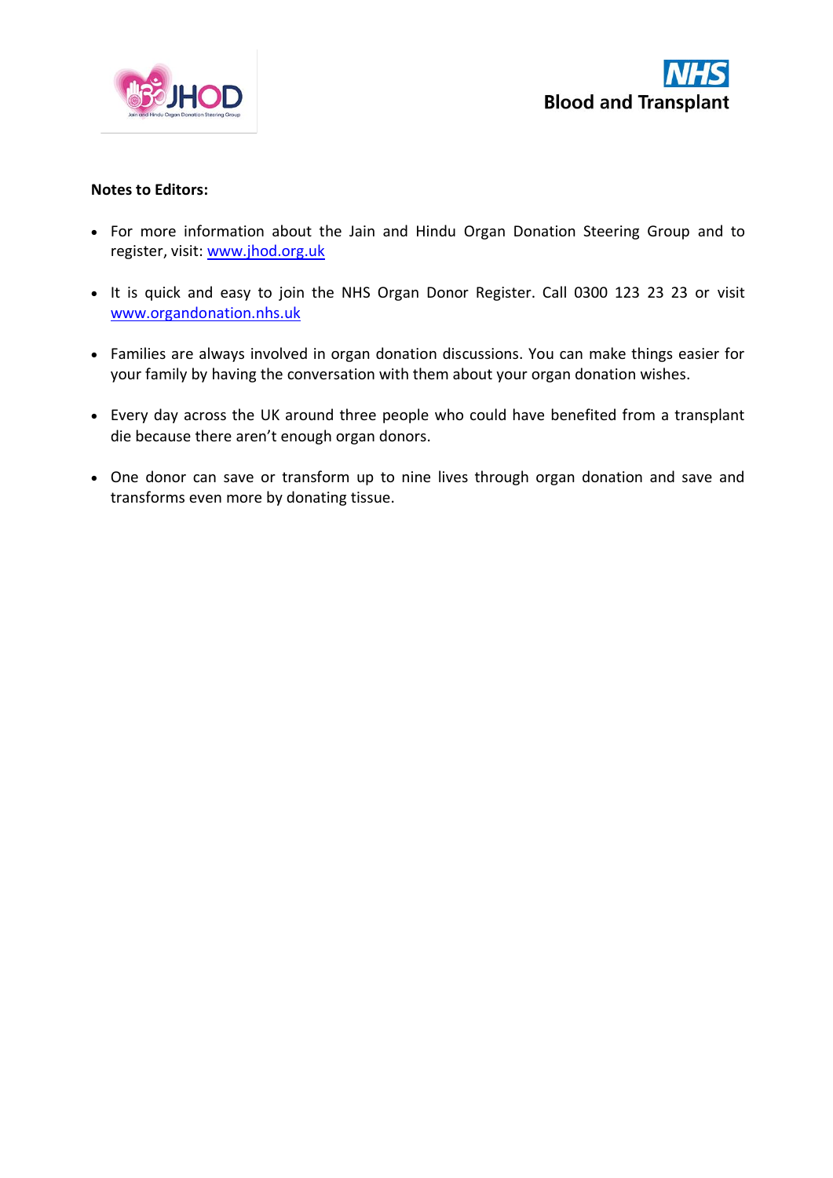**Notes to Editors:**

- For more information about the Jain and Hindu Organ Donation Steering Group and to register, visit: [www.jhod.org.uk](http://www.jhod.org.uk)

- It is quick and easy to join the NHS Organ Donor Register. Call 0300 123 23 23 or visit [www.organdonation.nhs.uk](http://www.organdonation.nhs.uk)

- Families are always involved in organ donation discussions. You can make things easier for your family by having the conversation with them about your organ donation wishes.

- Every day across the UK around three people who could have benefited from a transplant die because there aren't enough organ donors.

- One donor can save or transform up to nine lives through organ donation and save and transforms even more by donating tissue.